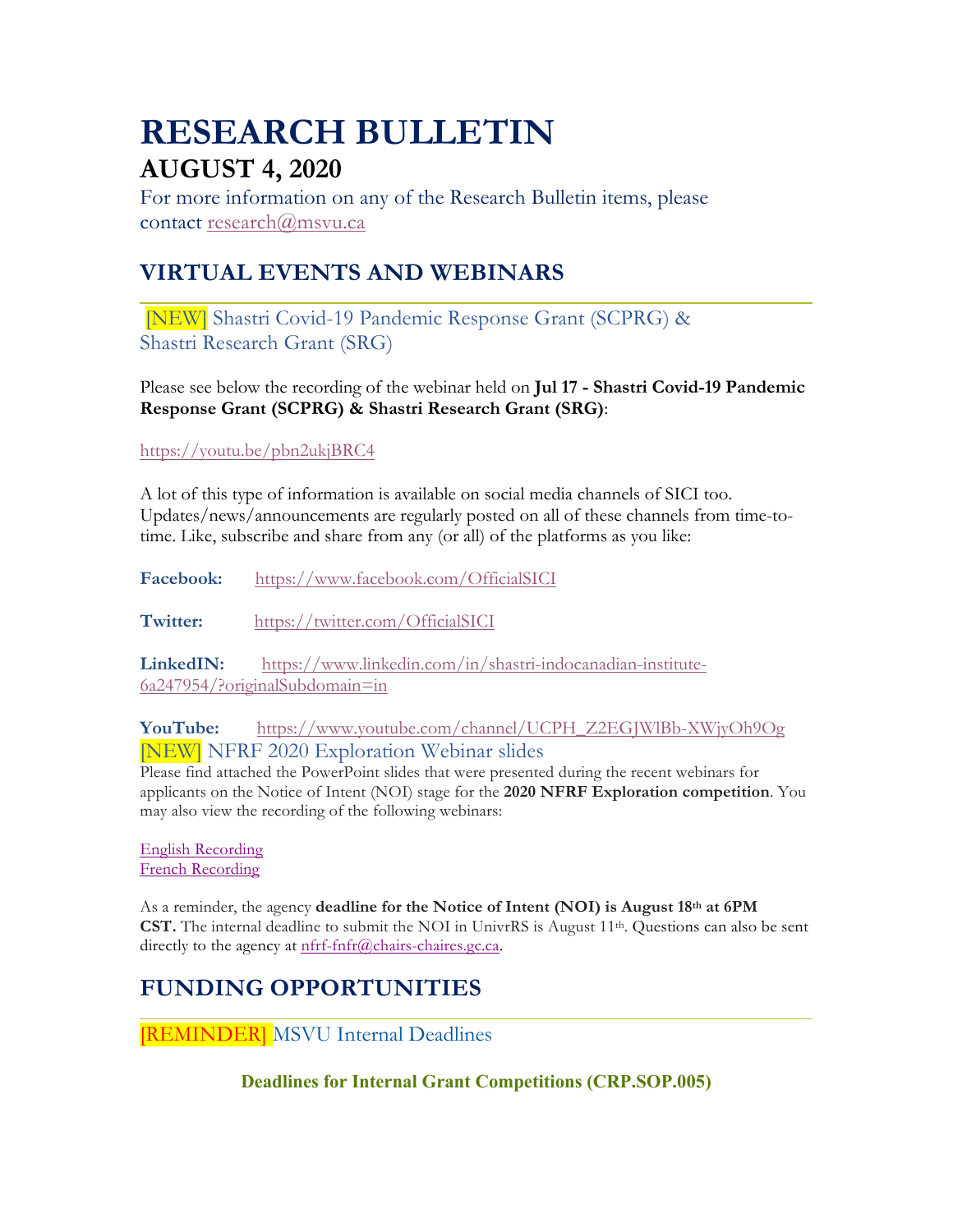# RESEARCH BULLETIN

## AUGUST 4, 2020

For more information on any of the Research Bulletin items, please contact research@msvu.ca

## VIRTUAL EVENTS AND WEBINARS

### [NEW] Shastri Covid-19 Pandemic Response Grant (SCPRG) & Shastri Research Grant (SRG)

Please see below the recording of the webinar held on **Jul 17 - Shastri Covid-19 Pandemic Response Grant (SCPRG) & Shastri Research Grant (SRG)**:

https://youtu.be/pbn2ukjBRC4

A lot of this type of information is available on social media channels of SICI too. Updates/news/announcements are regularly posted on all of these channels from time-to-time. Like, subscribe and share from any (or all) of the platforms as you like:

**Facebook:** https://www.facebook.com/OfficialSICI

**Twitter:** https://twitter.com/OfficialSICI

**LinkedIN:** https://www.linkedin.com/in/shastri-indocanadian-institute-6a247954/?originalSubdomain=in

**YouTube:** https://www.youtube.com/channel/UCPH_Z2EGJWlBb-XWjyOh9Og

### [NEW] NFRF 2020 Exploration Webinar slides

Please find attached the PowerPoint slides that were presented during the recent webinars for applicants on the Notice of Intent (NOI) stage for the **2020 NFRF Exploration competition**. You may also view the recording of the following webinars:

English Recording
French Recording

As a reminder, the agency **deadline for the Notice of Intent (NOI) is August 18th at 6PM CST.** The internal deadline to submit the NOI in UnivrRS is August 11th. Questions can also be sent directly to the agency at nfrf-fnfr@chairs-chaires.gc.ca.

## FUNDING OPPORTUNITIES

### [REMINDER] MSVU Internal Deadlines

**Deadlines for Internal Grant Competitions (CRP.SOP.005)**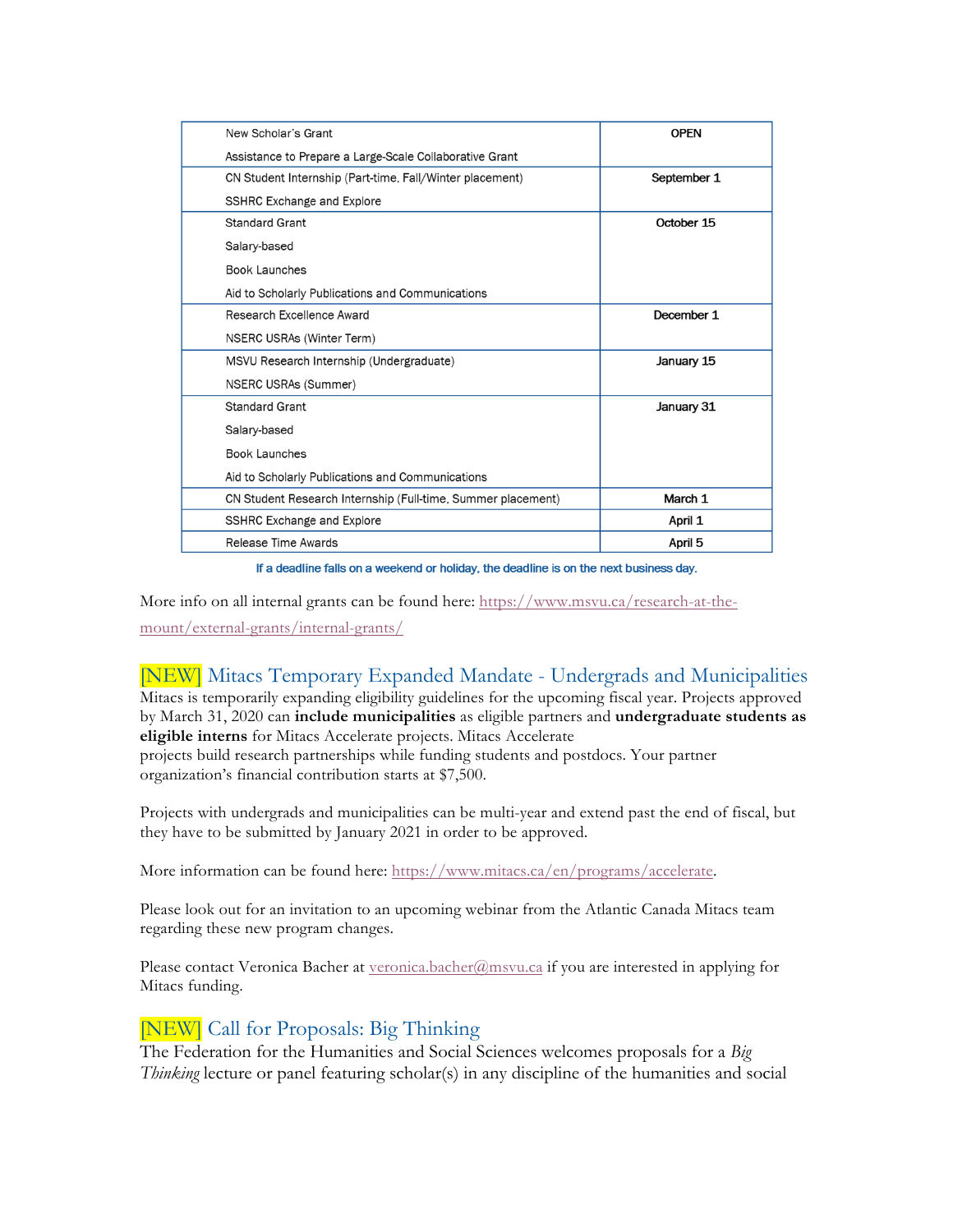| | |
|---|---|
| New Scholar's Grant<br>Assistance to Prepare a Large-Scale Collaborative Grant | **OPEN** |
| CN Student Internship (Part-time, Fall/Winter placement)<br>SSHRC Exchange and Explore | **September 1** |
| Standard Grant<br>Salary-based<br>Book Launches<br>Aid to Scholarly Publications and Communications | **October 15** |
| Research Excellence Award<br>NSERC USRAs (Winter Term) | **December 1** |
| MSVU Research Internship (Undergraduate)<br>NSERC USRAs (Summer) | **January 15** |
| Standard Grant<br>Salary-based<br>Book Launches<br>Aid to Scholarly Publications and Communications | **January 31** |
| CN Student Research Internship (Full-time, Summer placement) | **March 1** |
| SSHRC Exchange and Explore | **April 1** |
| Release Time Awards | **April 5** |

If a deadline falls on a weekend or holiday, the deadline is on the next business day.

More info on all internal grants can be found here: https://www.msvu.ca/research-at-the-mount/external-grants/internal-grants/

## [NEW] Mitacs Temporary Expanded Mandate - Undergrads and Municipalities

Mitacs is temporarily expanding eligibility guidelines for the upcoming fiscal year. Projects approved by March 31, 2020 can **include municipalities** as eligible partners and **undergraduate students as eligible interns** for Mitacs Accelerate projects. Mitacs Accelerate projects build research partnerships while funding students and postdocs. Your partner organization's financial contribution starts at $7,500.

Projects with undergrads and municipalities can be multi-year and extend past the end of fiscal, but they have to be submitted by January 2021 in order to be approved.

More information can be found here: https://www.mitacs.ca/en/programs/accelerate.

Please look out for an invitation to an upcoming webinar from the Atlantic Canada Mitacs team regarding these new program changes.

Please contact Veronica Bacher at veronica.bacher@msvu.ca if you are interested in applying for Mitacs funding.

## [NEW] Call for Proposals: Big Thinking

The Federation for the Humanities and Social Sciences welcomes proposals for a *Big Thinking* lecture or panel featuring scholar(s) in any discipline of the humanities and social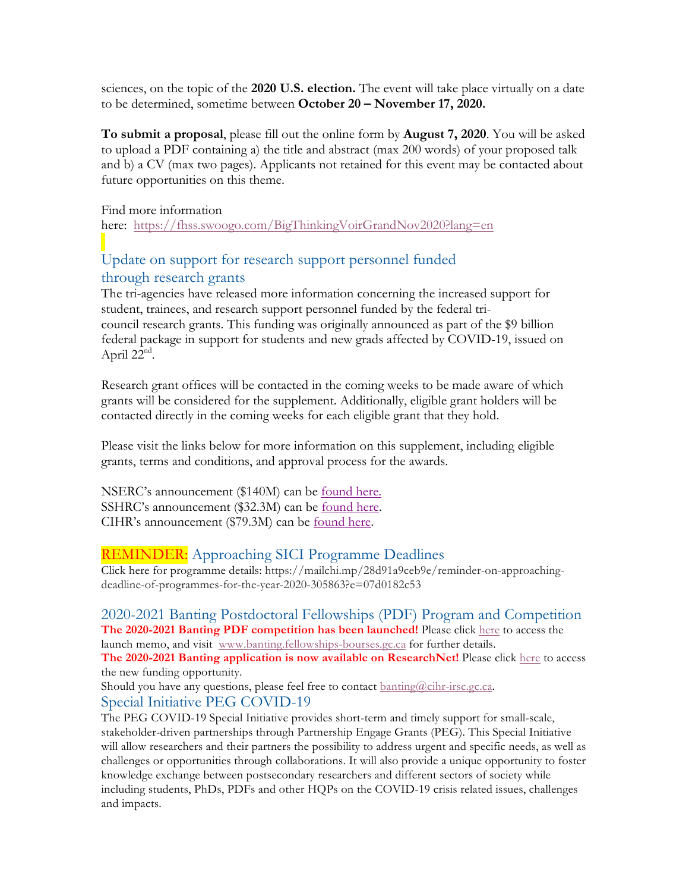sciences, on the topic of the **2020 U.S. election.** The event will take place virtually on a date to be determined, sometime between **October 20 – November 17, 2020.**

**To submit a proposal**, please fill out the online form by **August 7, 2020**. You will be asked to upload a PDF containing a) the title and abstract (max 200 words) of your proposed talk and b) a CV (max two pages). Applicants not retained for this event may be contacted about future opportunities on this theme.

Find more information here: https://fhss.swoogo.com/BigThinkingVoirGrandNov2020?lang=en

## Update on support for research support personnel funded through research grants

The tri-agencies have released more information concerning the increased support for student, trainees, and research support personnel funded by the federal tri-council research grants. This funding was originally announced as part of the $9 billion federal package in support for students and new grads affected by COVID-19, issued on April 22nd.

Research grant offices will be contacted in the coming weeks to be made aware of which grants will be considered for the supplement. Additionally, eligible grant holders will be contacted directly in the coming weeks for each eligible grant that they hold.

Please visit the links below for more information on this supplement, including eligible grants, terms and conditions, and approval process for the awards.

NSERC's announcement ($140M) can be found here.
SSHRC's announcement ($32.3M) can be found here.
CIHR's announcement ($79.3M) can be found here.

## REMINDER: Approaching SICI Programme Deadlines

Click here for programme details: https://mailchi.mp/28d91a9ceb9e/reminder-on-approaching-deadline-of-programmes-for-the-year-2020-305863?e=07d0182c53

## 2020-2021 Banting Postdoctoral Fellowships (PDF) Program and Competition

**The 2020-2021 Banting PDF competition has been launched!** Please click here to access the launch memo, and visit www.banting.fellowships-bourses.gc.ca for further details.
**The 2020-2021 Banting application is now available on ResearchNet!** Please click here to access the new funding opportunity.
Should you have any questions, please feel free to contact banting@cihr-irsc.gc.ca.

## Special Initiative PEG COVID-19

The PEG COVID-19 Special Initiative provides short-term and timely support for small-scale, stakeholder-driven partnerships through Partnership Engage Grants (PEG). This Special Initiative will allow researchers and their partners the possibility to address urgent and specific needs, as well as challenges or opportunities through collaborations. It will also provide a unique opportunity to foster knowledge exchange between postsecondary researchers and different sectors of society while including students, PhDs, PDFs and other HQPs on the COVID-19 crisis related issues, challenges and impacts.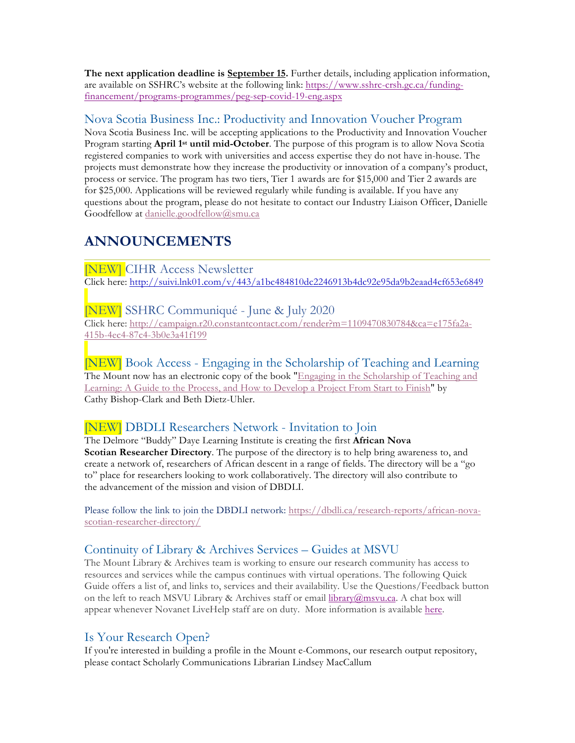**The next application deadline is September 15.** Further details, including application information, are available on SSHRC's website at the following link: https://www.sshrc-crsh.gc.ca/funding-financement/programs-programmes/peg-sep-covid-19-eng.aspx

### Nova Scotia Business Inc.: Productivity and Innovation Voucher Program

Nova Scotia Business Inc. will be accepting applications to the Productivity and Innovation Voucher Program starting **April 1st until mid-October**. The purpose of this program is to allow Nova Scotia registered companies to work with universities and access expertise they do not have in-house. The projects must demonstrate how they increase the productivity or innovation of a company's product, process or service. The program has two tiers, Tier 1 awards are for $15,000 and Tier 2 awards are for $25,000. Applications will be reviewed regularly while funding is available. If you have any questions about the program, please do not hesitate to contact our Industry Liaison Officer, Danielle Goodfellow at danielle.goodfellow@smu.ca

## ANNOUNCEMENTS

### [NEW] CIHR Access Newsletter

Click here: http://suivi.lnk01.com/v/443/a1bc484810dc2246913b4dc92e95da9b2eaad4cf653e6849

### [NEW] SSHRC Communiqué - June & July 2020

Click here: http://campaign.r20.constantcontact.com/render?m=1109470830784&ca=e175fa2a-415b-4ec4-87c4-3b0e3a41f199

### [NEW] Book Access - Engaging in the Scholarship of Teaching and Learning

The Mount now has an electronic copy of the book "Engaging in the Scholarship of Teaching and Learning: A Guide to the Process, and How to Develop a Project From Start to Finish" by Cathy Bishop-Clark and Beth Dietz-Uhler.

### [NEW] DBDLI Researchers Network - Invitation to Join

The Delmore "Buddy" Daye Learning Institute is creating the first **African Nova Scotian Researcher Directory**. The purpose of the directory is to help bring awareness to, and create a network of, researchers of African descent in a range of fields. The directory will be a "go to" place for researchers looking to work collaboratively. The directory will also contribute to the advancement of the mission and vision of DBDLI.

Please follow the link to join the DBDLI network: https://dbdli.ca/research-reports/african-nova-scotian-researcher-directory/

### Continuity of Library & Archives Services – Guides at MSVU

The Mount Library & Archives team is working to ensure our research community has access to resources and services while the campus continues with virtual operations. The following Quick Guide offers a list of, and links to, services and their availability. Use the Questions/Feedback button on the left to reach MSVU Library & Archives staff or email library@msvu.ca. A chat box will appear whenever Novanet LiveHelp staff are on duty. More information is available here.

### Is Your Research Open?

If you're interested in building a profile in the Mount e-Commons, our research output repository, please contact Scholarly Communications Librarian Lindsey MacCallum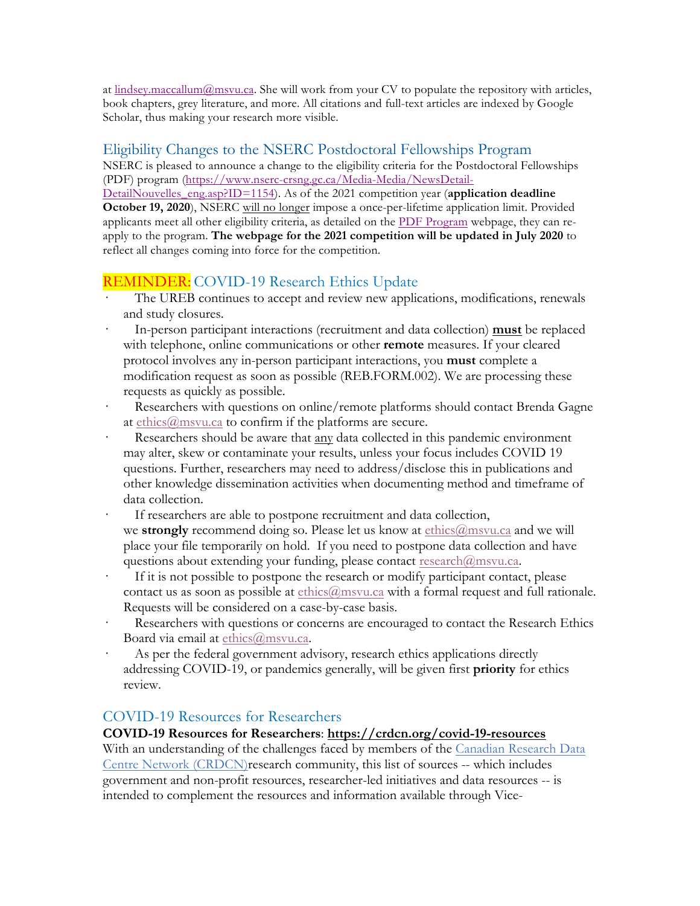at lindsey.maccallum@msvu.ca. She will work from your CV to populate the repository with articles, book chapters, grey literature, and more. All citations and full-text articles are indexed by Google Scholar, thus making your research more visible.

## Eligibility Changes to the NSERC Postdoctoral Fellowships Program

NSERC is pleased to announce a change to the eligibility criteria for the Postdoctoral Fellowships (PDF) program (https://www.nserc-crsng.gc.ca/Media-Media/NewsDetail-DetailNouvelles_eng.asp?ID=1154). As of the 2021 competition year (**application deadline October 19, 2020**), NSERC will no longer impose a once-per-lifetime application limit. Provided applicants meet all other eligibility criteria, as detailed on the PDF Program webpage, they can re-apply to the program. **The webpage for the 2021 competition will be updated in July 2020** to reflect all changes coming into force for the competition.

## REMINDER: COVID-19 Research Ethics Update

- The UREB continues to accept and review new applications, modifications, renewals and study closures.
- In-person participant interactions (recruitment and data collection) **must** be replaced with telephone, online communications or other **remote** measures. If your cleared protocol involves any in-person participant interactions, you **must** complete a modification request as soon as possible (REB.FORM.002). We are processing these requests as quickly as possible.
- Researchers with questions on online/remote platforms should contact Brenda Gagne at ethics@msvu.ca to confirm if the platforms are secure.
- Researchers should be aware that any data collected in this pandemic environment may alter, skew or contaminate your results, unless your focus includes COVID 19 questions. Further, researchers may need to address/disclose this in publications and other knowledge dissemination activities when documenting method and timeframe of data collection.
- If researchers are able to postpone recruitment and data collection, we **strongly** recommend doing so. Please let us know at ethics@msvu.ca and we will place your file temporarily on hold. If you need to postpone data collection and have questions about extending your funding, please contact research@msvu.ca.
- If it is not possible to postpone the research or modify participant contact, please contact us as soon as possible at ethics@msvu.ca with a formal request and full rationale. Requests will be considered on a case-by-case basis.
- Researchers with questions or concerns are encouraged to contact the Research Ethics Board via email at ethics@msvu.ca.
- As per the federal government advisory, research ethics applications directly addressing COVID-19, or pandemics generally, will be given first **priority** for ethics review.

## COVID-19 Resources for Researchers

**COVID-19 Resources for Researchers**: **https://crdcn.org/covid-19-resources**
With an understanding of the challenges faced by members of the Canadian Research Data Centre Network (CRDCN)research community, this list of sources -- which includes government and non-profit resources, researcher-led initiatives and data resources -- is intended to complement the resources and information available through Vice-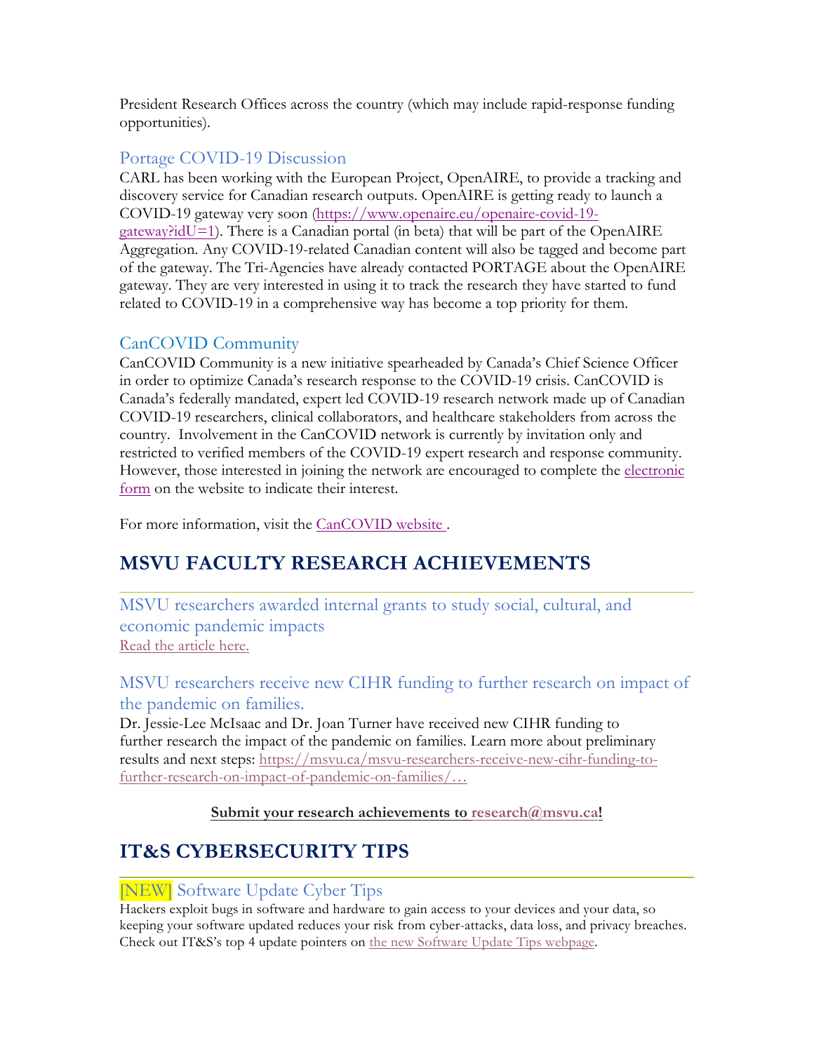President Research Offices across the country (which may include rapid-response funding opportunities).

### Portage COVID-19 Discussion

CARL has been working with the European Project, OpenAIRE, to provide a tracking and discovery service for Canadian research outputs. OpenAIRE is getting ready to launch a COVID-19 gateway very soon (https://www.openaire.eu/openaire-covid-19-gateway?idU=1). There is a Canadian portal (in beta) that will be part of the OpenAIRE Aggregation. Any COVID-19-related Canadian content will also be tagged and become part of the gateway. The Tri-Agencies have already contacted PORTAGE about the OpenAIRE gateway. They are very interested in using it to track the research they have started to fund related to COVID-19 in a comprehensive way has become a top priority for them.

### CanCOVID Community

CanCOVID Community is a new initiative spearheaded by Canada's Chief Science Officer in order to optimize Canada's research response to the COVID-19 crisis. CanCOVID is Canada's federally mandated, expert led COVID-19 research network made up of Canadian COVID-19 researchers, clinical collaborators, and healthcare stakeholders from across the country. Involvement in the CanCOVID network is currently by invitation only and restricted to verified members of the COVID-19 expert research and response community. However, those interested in joining the network are encouraged to complete the electronic form on the website to indicate their interest.

For more information, visit the CanCOVID website .

## MSVU FACULTY RESEARCH ACHIEVEMENTS

### MSVU researchers awarded internal grants to study social, cultural, and economic pandemic impacts

Read the article here.

### MSVU researchers receive new CIHR funding to further research on impact of the pandemic on families.

Dr. Jessie-Lee McIsaac and Dr. Joan Turner have received new CIHR funding to further research the impact of the pandemic on families. Learn more about preliminary results and next steps: https://msvu.ca/msvu-researchers-receive-new-cihr-funding-to-further-research-on-impact-of-pandemic-on-families/…

**Submit your research achievements to research@msvu.ca!**

## IT&S CYBERSECURITY TIPS

### [NEW] Software Update Cyber Tips

Hackers exploit bugs in software and hardware to gain access to your devices and your data, so keeping your software updated reduces your risk from cyber-attacks, data loss, and privacy breaches. Check out IT&S's top 4 update pointers on the new Software Update Tips webpage.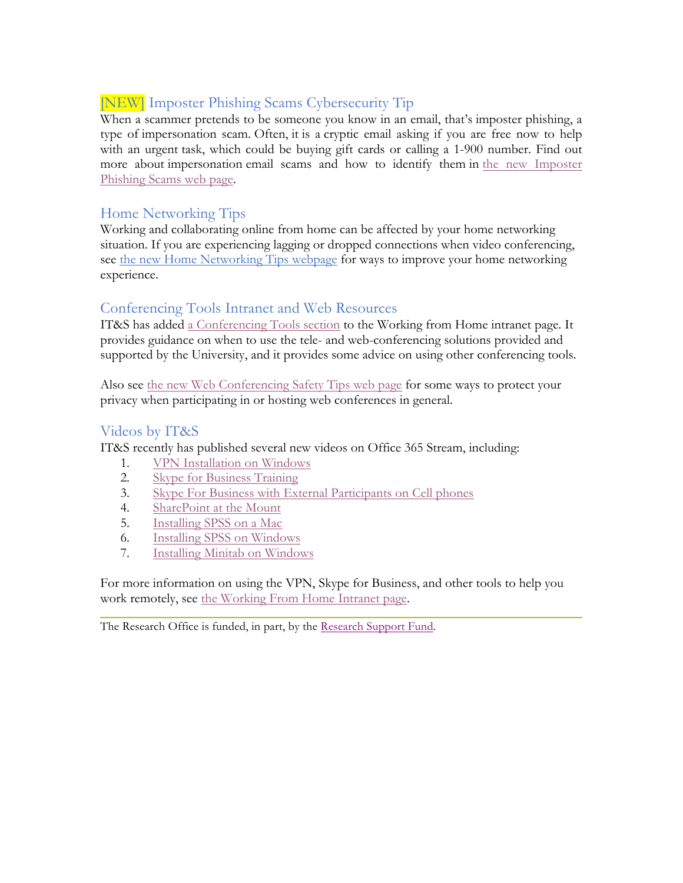## [NEW] Imposter Phishing Scams Cybersecurity Tip

When a scammer pretends to be someone you know in an email, that's imposter phishing, a type of impersonation scam. Often, it is a cryptic email asking if you are free now to help with an urgent task, which could be buying gift cards or calling a 1-900 number. Find out more about impersonation email scams and how to identify them in the new Imposter Phishing Scams web page.

## Home Networking Tips

Working and collaborating online from home can be affected by your home networking situation. If you are experiencing lagging or dropped connections when video conferencing, see the new Home Networking Tips webpage for ways to improve your home networking experience.

## Conferencing Tools Intranet and Web Resources

IT&S has added a Conferencing Tools section to the Working from Home intranet page. It provides guidance on when to use the tele- and web-conferencing solutions provided and supported by the University, and it provides some advice on using other conferencing tools.

Also see the new Web Conferencing Safety Tips web page for some ways to protect your privacy when participating in or hosting web conferences in general.

## Videos by IT&S

IT&S recently has published several new videos on Office 365 Stream, including:

1. VPN Installation on Windows
2. Skype for Business Training
3. Skype For Business with External Participants on Cell phones
4. SharePoint at the Mount
5. Installing SPSS on a Mac
6. Installing SPSS on Windows
7. Installing Minitab on Windows

For more information on using the VPN, Skype for Business, and other tools to help you work remotely, see the Working From Home Intranet page.

---

The Research Office is funded, in part, by the Research Support Fund.